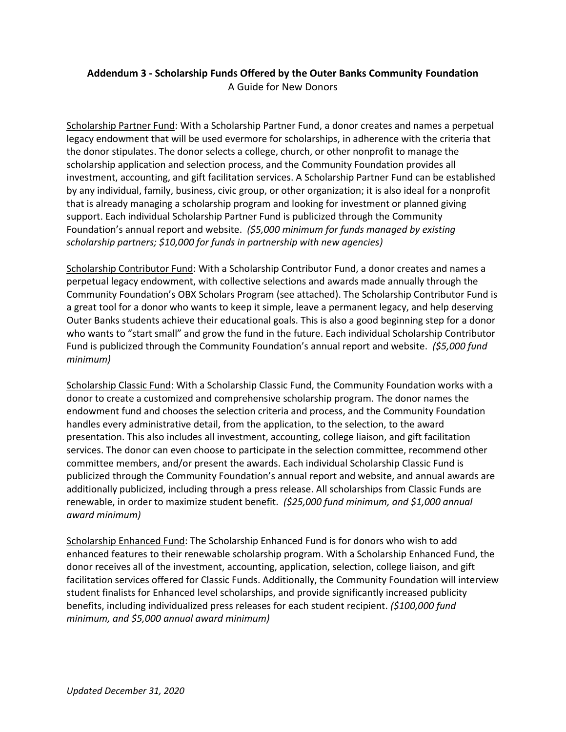## **Addendum 3 - Scholarship Funds Offered by the Outer Banks Community Foundation**

A Guide for New Donors

<u>Scholarship Partner Fund</u>: With a Scholarship Partner Fund, a donor creates and names a perpetual legacy endowment that will be used evermore for scholarships, in adherence with the criteria that the donor stipulates. The donor selects a college, church, or other nonprofit to manage the scholarship application and selection process, and the Community Foundation provides all investment, accounting, and gift facilitation services. A Scholarship Partner Fund can be established by any individual, family, business, civic group, or other organization; it is also ideal for a nonprofit that is already managing a scholarship program and looking for investment or planned giving support. Each individual Scholarship Partner Fund is publicized through the Community Foundation's annual report and website. *($5,000 minimum for funds managed by existing scholarship partners; $10,000 for funds in partnership with new agencies)*

<u>Scholarship Contributor Fund</u>: With a Scholarship Contributor Fund, a donor creates and names a perpetual legacy endowment, with collective selections and awards made annually through the Community Foundation's OBX Scholars Program (see attached). The Scholarship Contributor Fund is a great tool for a donor who wants to keep it simple, leave a permanent legacy, and help deserving Outer Banks students achieve their educational goals. This is also a good beginning step for a donor who wants to "start small" and grow the fund in the future. Each individual Scholarship Contributor Fund is publicized through the Community Foundation's annual report and website. *($5,000 fund minimum)*

<u>Scholarship Classic Fund</u>: With a Scholarship Classic Fund, the Community Foundation works with a donor to create a customized and comprehensive scholarship program. The donor names the endowment fund and chooses the selection criteria and process, and the Community Foundation handles every administrative detail, from the application, to the selection, to the award presentation. This also includes all investment, accounting, college liaison, and gift facilitation services. The donor can even choose to participate in the selection committee, recommend other committee members, and/or present the awards. Each individual Scholarship Classic Fund is publicized through the Community Foundation's annual report and website, and annual awards are additionally publicized, including through a press release. All scholarships from Classic Funds are renewable, in order to maximize student benefit. *($25,000 fund minimum, and $1,000 annual award minimum)*

<u>Scholarship Enhanced Fund</u>: The Scholarship Enhanced Fund is for donors who wish to add enhanced features to their renewable scholarship program. With a Scholarship Enhanced Fund, the donor receives all of the investment, accounting, application, selection, college liaison, and gift facilitation services offered for Classic Funds. Additionally, the Community Foundation will interview student finalists for Enhanced level scholarships, and provide significantly increased publicity benefits, including individualized press releases for each student recipient. *($100,000 fund minimum, and $5,000 annual award minimum)*

*Updated December 31, 2020*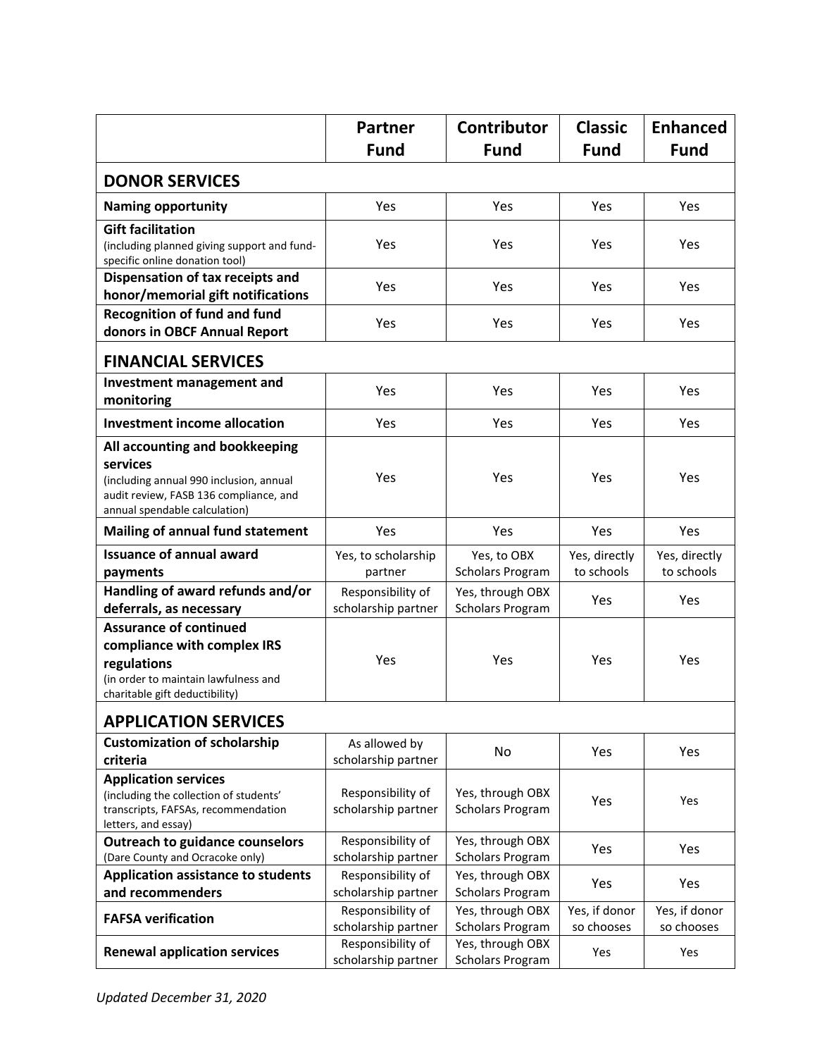| | Partner Fund | Contributor Fund | Classic Fund | Enhanced Fund |
|---|---|---|---|---|
| **DONOR SERVICES** | | | | |
| **Naming opportunity** | Yes | Yes | Yes | Yes |
| **Gift facilitation** (including planned giving support and fund-specific online donation tool) | Yes | Yes | Yes | Yes |
| **Dispensation of tax receipts and honor/memorial gift notifications** | Yes | Yes | Yes | Yes |
| **Recognition of fund and fund donors in OBCF Annual Report** | Yes | Yes | Yes | Yes |
| **FINANCIAL SERVICES** | | | | |
| **Investment management and monitoring** | Yes | Yes | Yes | Yes |
| **Investment income allocation** | Yes | Yes | Yes | Yes |
| **All accounting and bookkeeping services** (including annual 990 inclusion, annual audit review, FASB 136 compliance, and annual spendable calculation) | Yes | Yes | Yes | Yes |
| **Mailing of annual fund statement** | Yes | Yes | Yes | Yes |
| **Issuance of annual award payments** | Yes, to scholarship partner | Yes, to OBX Scholars Program | Yes, directly to schools | Yes, directly to schools |
| **Handling of award refunds and/or deferrals, as necessary** | Responsibility of scholarship partner | Yes, through OBX Scholars Program | Yes | Yes |
| **Assurance of continued compliance with complex IRS regulations** (in order to maintain lawfulness and charitable gift deductibility) | Yes | Yes | Yes | Yes |
| **APPLICATION SERVICES** | | | | |
| **Customization of scholarship criteria** | As allowed by scholarship partner | No | Yes | Yes |
| **Application services** (including the collection of students' transcripts, FAFSAs, recommendation letters, and essay) | Responsibility of scholarship partner | Yes, through OBX Scholars Program | Yes | Yes |
| **Outreach to guidance counselors** (Dare County and Ocracoke only) | Responsibility of scholarship partner | Yes, through OBX Scholars Program | Yes | Yes |
| **Application assistance to students and recommenders** | Responsibility of scholarship partner | Yes, through OBX Scholars Program | Yes | Yes |
| **FAFSA verification** | Responsibility of scholarship partner | Yes, through OBX Scholars Program | Yes, if donor so chooses | Yes, if donor so chooses |
| **Renewal application services** | Responsibility of scholarship partner | Yes, through OBX Scholars Program | Yes | Yes |

*Updated December 31, 2020*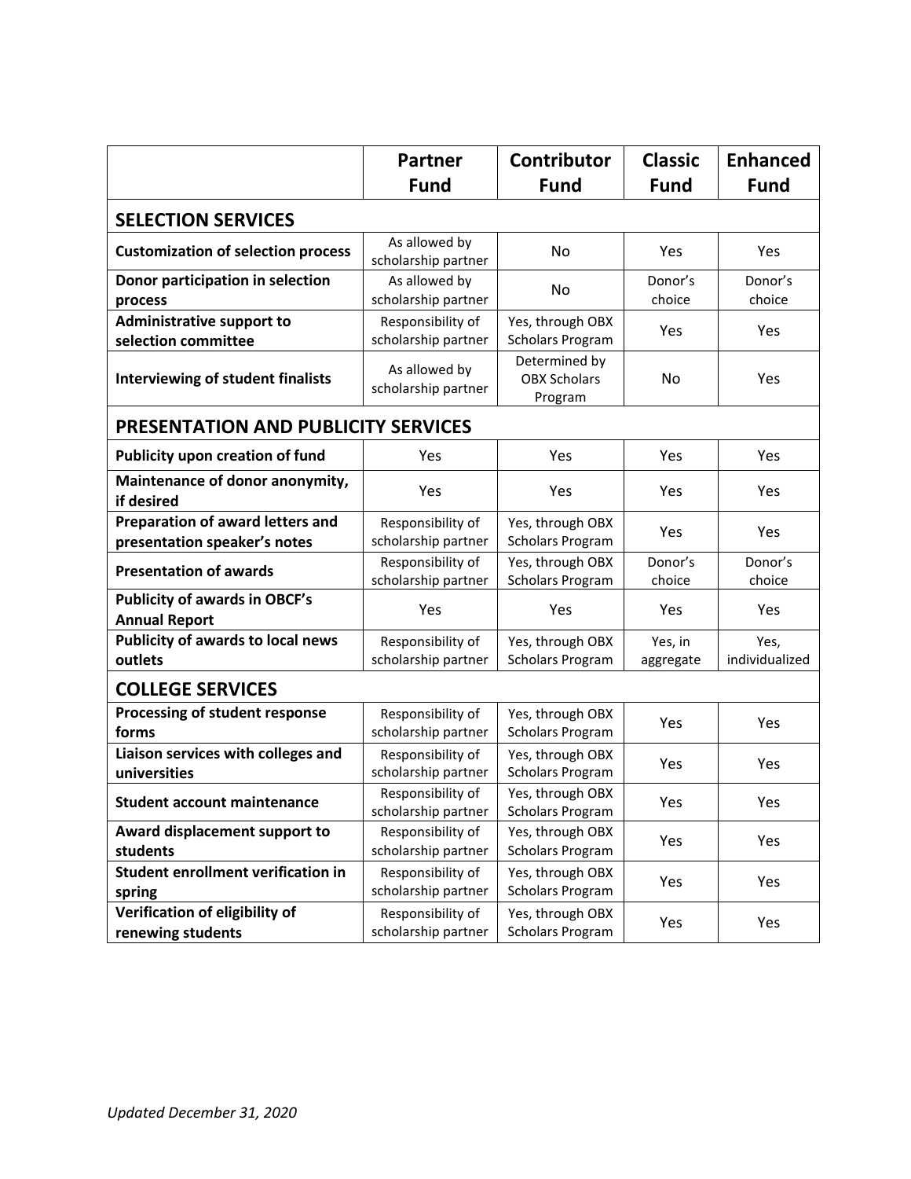| | Partner Fund | Contributor Fund | Classic Fund | Enhanced Fund |
|---|---|---|---|---|
| **SELECTION SERVICES** | | | | |
| **Customization of selection process** | As allowed by scholarship partner | No | Yes | Yes |
| **Donor participation in selection process** | As allowed by scholarship partner | No | Donor's choice | Donor's choice |
| **Administrative support to selection committee** | Responsibility of scholarship partner | Yes, through OBX Scholars Program | Yes | Yes |
| **Interviewing of student finalists** | As allowed by scholarship partner | Determined by OBX Scholars Program | No | Yes |
| **PRESENTATION AND PUBLICITY SERVICES** | | | | |
| **Publicity upon creation of fund** | Yes | Yes | Yes | Yes |
| **Maintenance of donor anonymity, if desired** | Yes | Yes | Yes | Yes |
| **Preparation of award letters and presentation speaker's notes** | Responsibility of scholarship partner | Yes, through OBX Scholars Program | Yes | Yes |
| **Presentation of awards** | Responsibility of scholarship partner | Yes, through OBX Scholars Program | Donor's choice | Donor's choice |
| **Publicity of awards in OBCF's Annual Report** | Yes | Yes | Yes | Yes |
| **Publicity of awards to local news outlets** | Responsibility of scholarship partner | Yes, through OBX Scholars Program | Yes, in aggregate | Yes, individualized |
| **COLLEGE SERVICES** | | | | |
| **Processing of student response forms** | Responsibility of scholarship partner | Yes, through OBX Scholars Program | Yes | Yes |
| **Liaison services with colleges and universities** | Responsibility of scholarship partner | Yes, through OBX Scholars Program | Yes | Yes |
| **Student account maintenance** | Responsibility of scholarship partner | Yes, through OBX Scholars Program | Yes | Yes |
| **Award displacement support to students** | Responsibility of scholarship partner | Yes, through OBX Scholars Program | Yes | Yes |
| **Student enrollment verification in spring** | Responsibility of scholarship partner | Yes, through OBX Scholars Program | Yes | Yes |
| **Verification of eligibility of renewing students** | Responsibility of scholarship partner | Yes, through OBX Scholars Program | Yes | Yes |

*Updated December 31, 2020*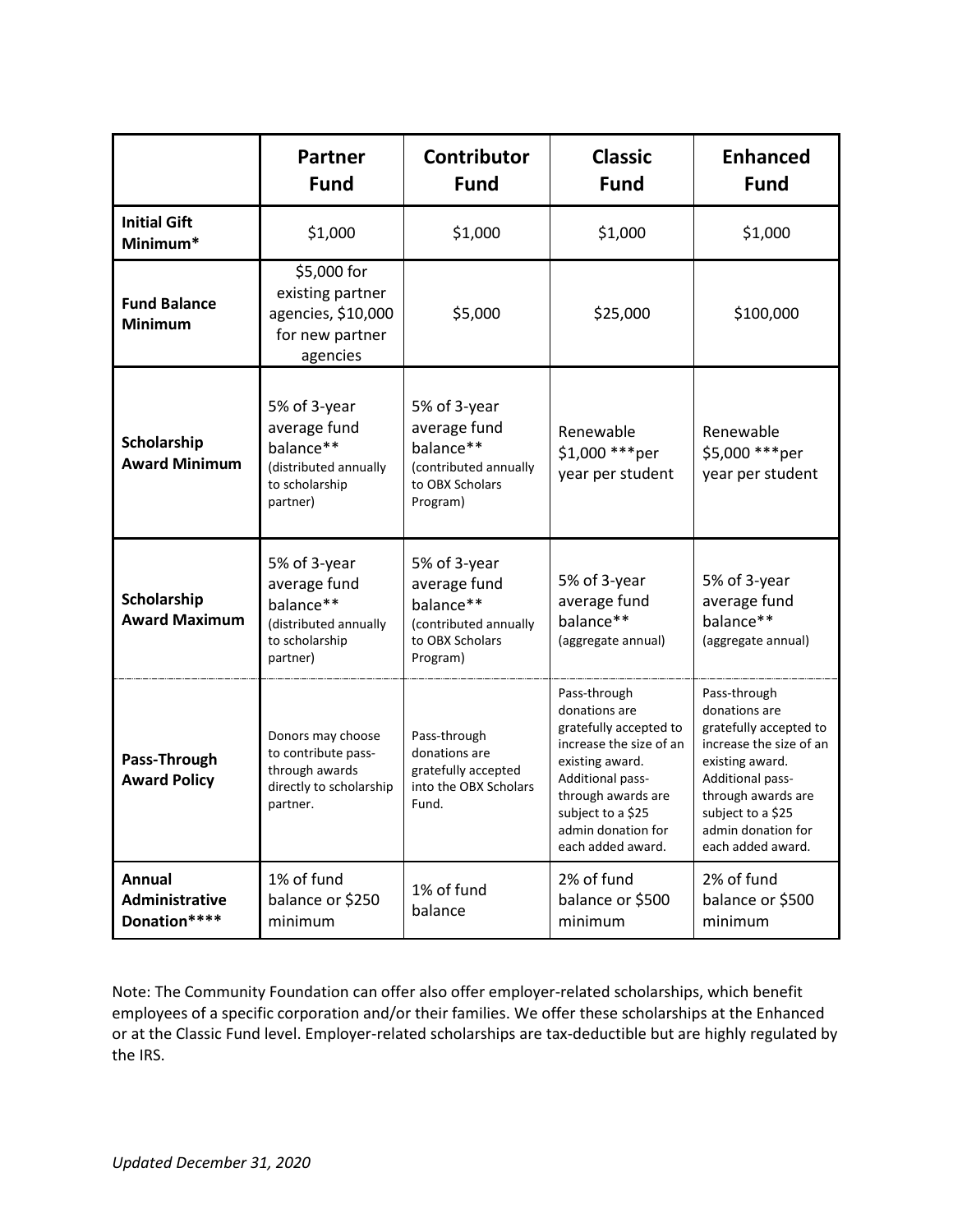| | Partner Fund | Contributor Fund | Classic Fund | Enhanced Fund |
|---|---|---|---|---|
| **Initial Gift Minimum*** | $1,000 | $1,000 | $1,000 | $1,000 |
| **Fund Balance Minimum** | $5,000 for existing partner agencies, $10,000 for new partner agencies | $5,000 | $25,000 | $100,000 |
| **Scholarship Award Minimum** | 5% of 3-year average fund balance** (distributed annually to scholarship partner) | 5% of 3-year average fund balance** (contributed annually to OBX Scholars Program) | Renewable $1,000 ***per year per student | Renewable $5,000 ***per year per student |
| **Scholarship Award Maximum** | 5% of 3-year average fund balance** (distributed annually to scholarship partner) | 5% of 3-year average fund balance** (contributed annually to OBX Scholars Program) | 5% of 3-year average fund balance** (aggregate annual) | 5% of 3-year average fund balance** (aggregate annual) |
| **Pass-Through Award Policy** | Donors may choose to contribute pass-through awards directly to scholarship partner. | Pass-through donations are gratefully accepted into the OBX Scholars Fund. | Pass-through donations are gratefully accepted to increase the size of an existing award. Additional pass-through awards are subject to a $25 admin donation for each added award. | Pass-through donations are gratefully accepted to increase the size of an existing award. Additional pass-through awards are subject to a $25 admin donation for each added award. |
| **Annual Administrative Donation****** | 1% of fund balance or $250 minimum | 1% of fund balance | 2% of fund balance or $500 minimum | 2% of fund balance or $500 minimum |

Note: The Community Foundation can offer also offer employer-related scholarships, which benefit employees of a specific corporation and/or their families. We offer these scholarships at the Enhanced or at the Classic Fund level. Employer-related scholarships are tax-deductible but are highly regulated by the IRS.

*Updated December 31, 2020*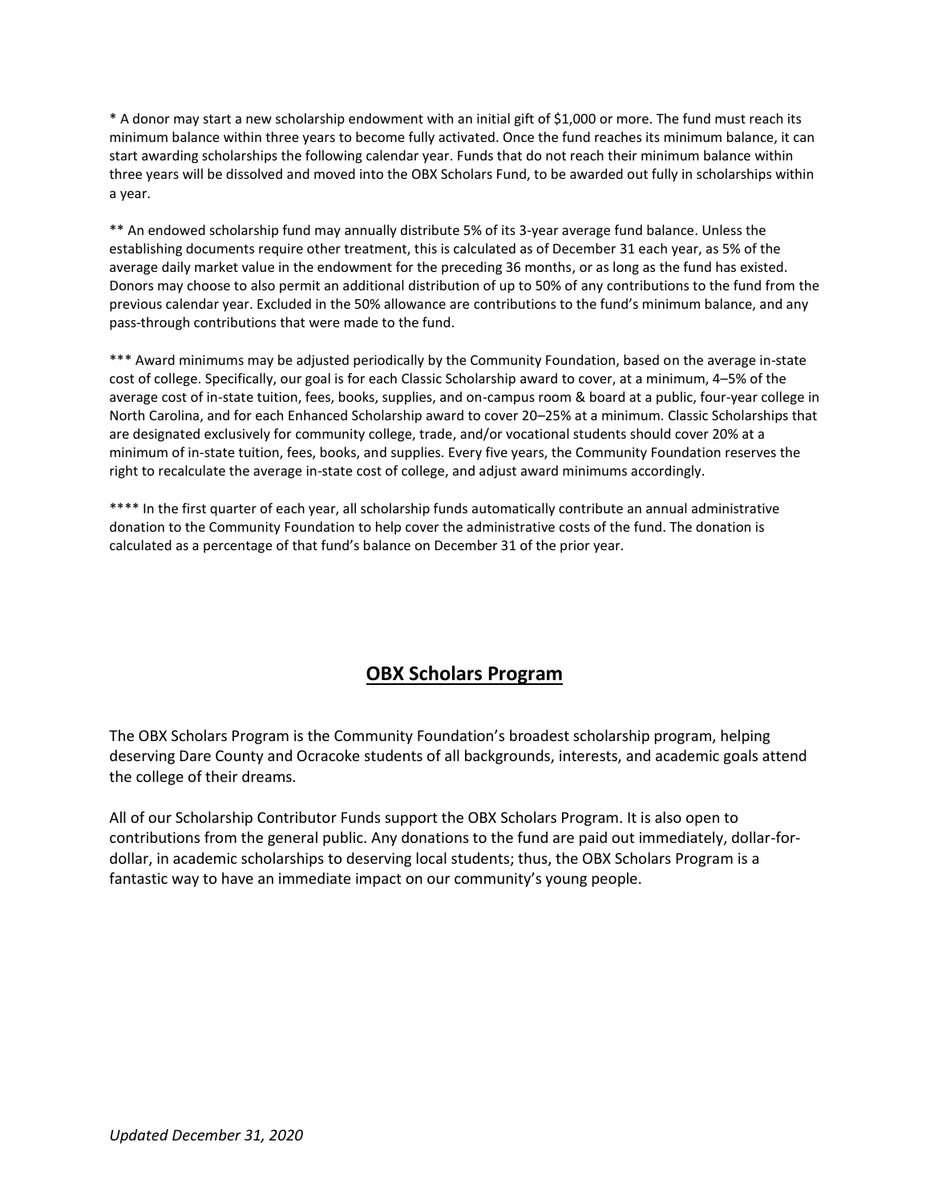* A donor may start a new scholarship endowment with an initial gift of $1,000 or more. The fund must reach its minimum balance within three years to become fully activated. Once the fund reaches its minimum balance, it can start awarding scholarships the following calendar year. Funds that do not reach their minimum balance within three years will be dissolved and moved into the OBX Scholars Fund, to be awarded out fully in scholarships within a year.

** An endowed scholarship fund may annually distribute 5% of its 3-year average fund balance. Unless the establishing documents require other treatment, this is calculated as of December 31 each year, as 5% of the average daily market value in the endowment for the preceding 36 months, or as long as the fund has existed. Donors may choose to also permit an additional distribution of up to 50% of any contributions to the fund from the previous calendar year. Excluded in the 50% allowance are contributions to the fund's minimum balance, and any pass-through contributions that were made to the fund.

*** Award minimums may be adjusted periodically by the Community Foundation, based on the average in-state cost of college. Specifically, our goal is for each Classic Scholarship award to cover, at a minimum, 4–5% of the average cost of in-state tuition, fees, books, supplies, and on-campus room & board at a public, four-year college in North Carolina, and for each Enhanced Scholarship award to cover 20–25% at a minimum. Classic Scholarships that are designated exclusively for community college, trade, and/or vocational students should cover 20% at a minimum of in-state tuition, fees, books, and supplies. Every five years, the Community Foundation reserves the right to recalculate the average in-state cost of college, and adjust award minimums accordingly.

**** In the first quarter of each year, all scholarship funds automatically contribute an annual administrative donation to the Community Foundation to help cover the administrative costs of the fund. The donation is calculated as a percentage of that fund's balance on December 31 of the prior year.

## OBX Scholars Program

The OBX Scholars Program is the Community Foundation's broadest scholarship program, helping deserving Dare County and Ocracoke students of all backgrounds, interests, and academic goals attend the college of their dreams.

All of our Scholarship Contributor Funds support the OBX Scholars Program. It is also open to contributions from the general public. Any donations to the fund are paid out immediately, dollar-for-dollar, in academic scholarships to deserving local students; thus, the OBX Scholars Program is a fantastic way to have an immediate impact on our community's young people.

*Updated December 31, 2020*